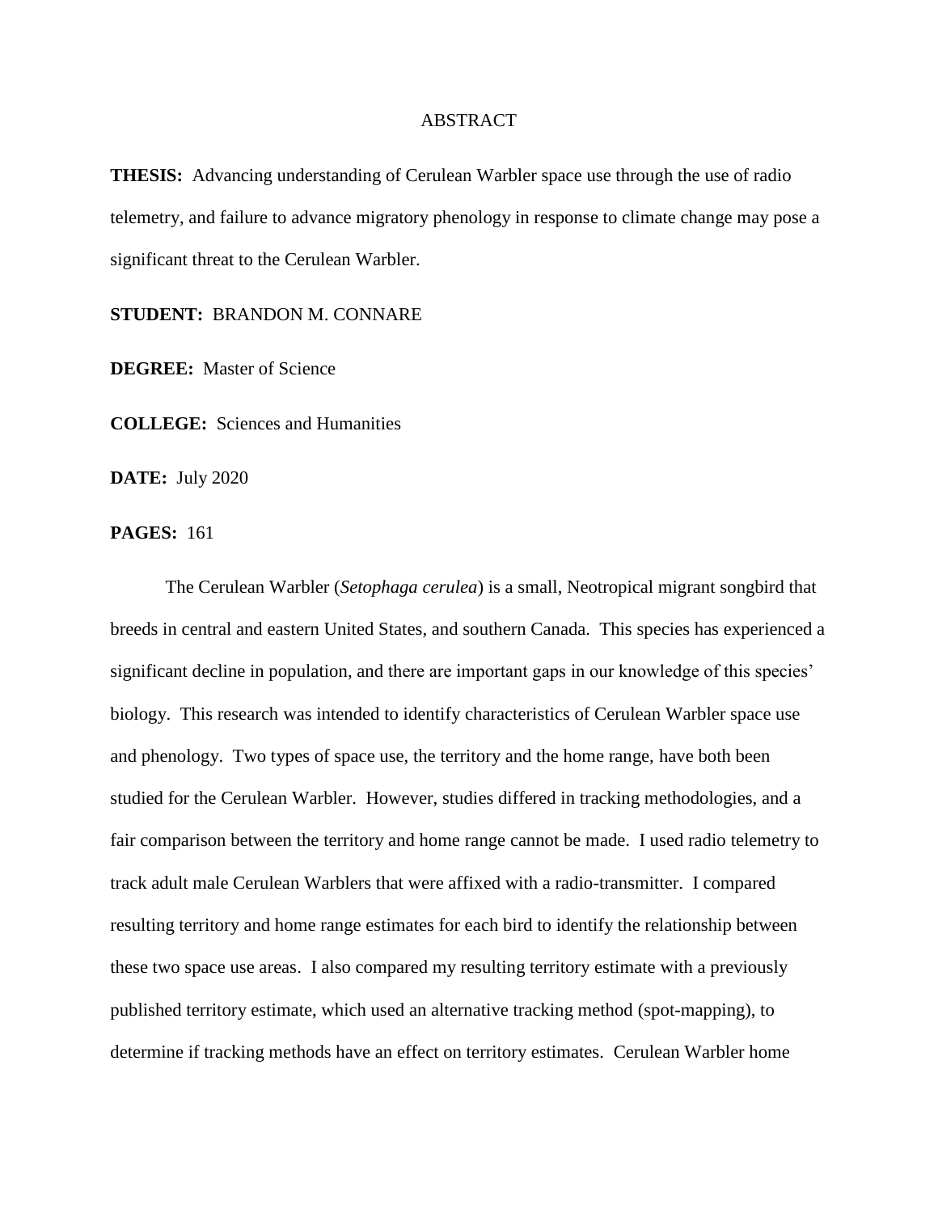# ABSTRACT

**THESIS:** Advancing understanding of Cerulean Warbler space use through the use of radio telemetry, and failure to advance migratory phenology in response to climate change may pose a significant threat to the Cerulean Warbler.

**STUDENT:** BRANDON M. CONNARE

**DEGREE:** Master of Science

**COLLEGE:** Sciences and Humanities

**DATE:** July 2020

**PAGES:** 161

The Cerulean Warbler (*Setophaga cerulea*) is a small, Neotropical migrant songbird that breeds in central and eastern United States, and southern Canada. This species has experienced a significant decline in population, and there are important gaps in our knowledge of this species' biology. This research was intended to identify characteristics of Cerulean Warbler space use and phenology. Two types of space use, the territory and the home range, have both been studied for the Cerulean Warbler. However, studies differed in tracking methodologies, and a fair comparison between the territory and home range cannot be made. I used radio telemetry to track adult male Cerulean Warblers that were affixed with a radio-transmitter. I compared resulting territory and home range estimates for each bird to identify the relationship between these two space use areas. I also compared my resulting territory estimate with a previously published territory estimate, which used an alternative tracking method (spot-mapping), to determine if tracking methods have an effect on territory estimates. Cerulean Warbler home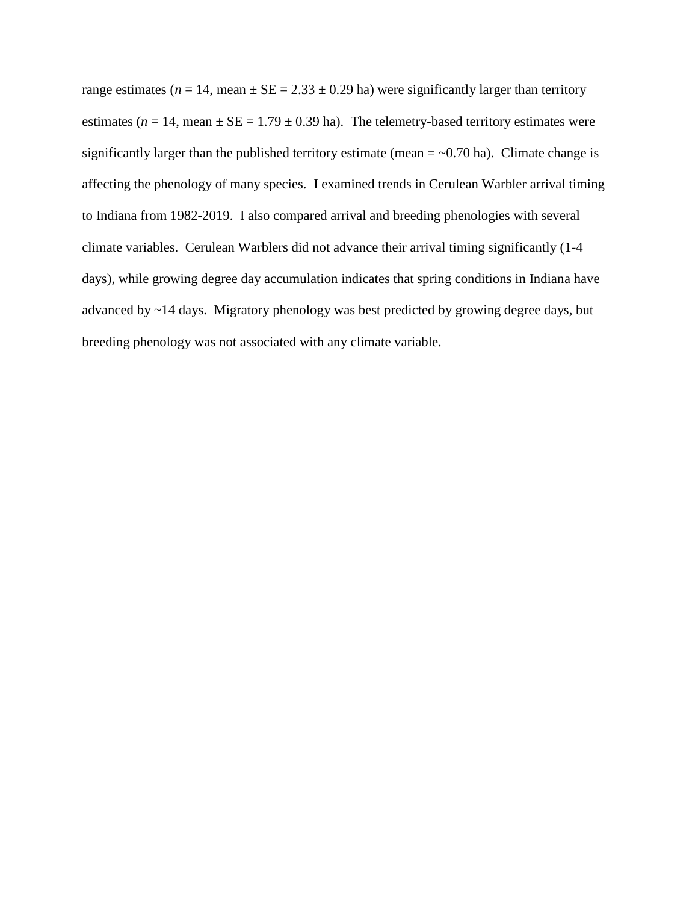range estimates ($n$ = 14, mean ± SE = 2.33 ± 0.29 ha) were significantly larger than territory estimates ($n$ = 14, mean ± SE = 1.79 ± 0.39 ha). The telemetry-based territory estimates were significantly larger than the published territory estimate (mean = ~0.70 ha). Climate change is affecting the phenology of many species. I examined trends in Cerulean Warbler arrival timing to Indiana from 1982-2019. I also compared arrival and breeding phenologies with several climate variables. Cerulean Warblers did not advance their arrival timing significantly (1-4 days), while growing degree day accumulation indicates that spring conditions in Indiana have advanced by ~14 days. Migratory phenology was best predicted by growing degree days, but breeding phenology was not associated with any climate variable.